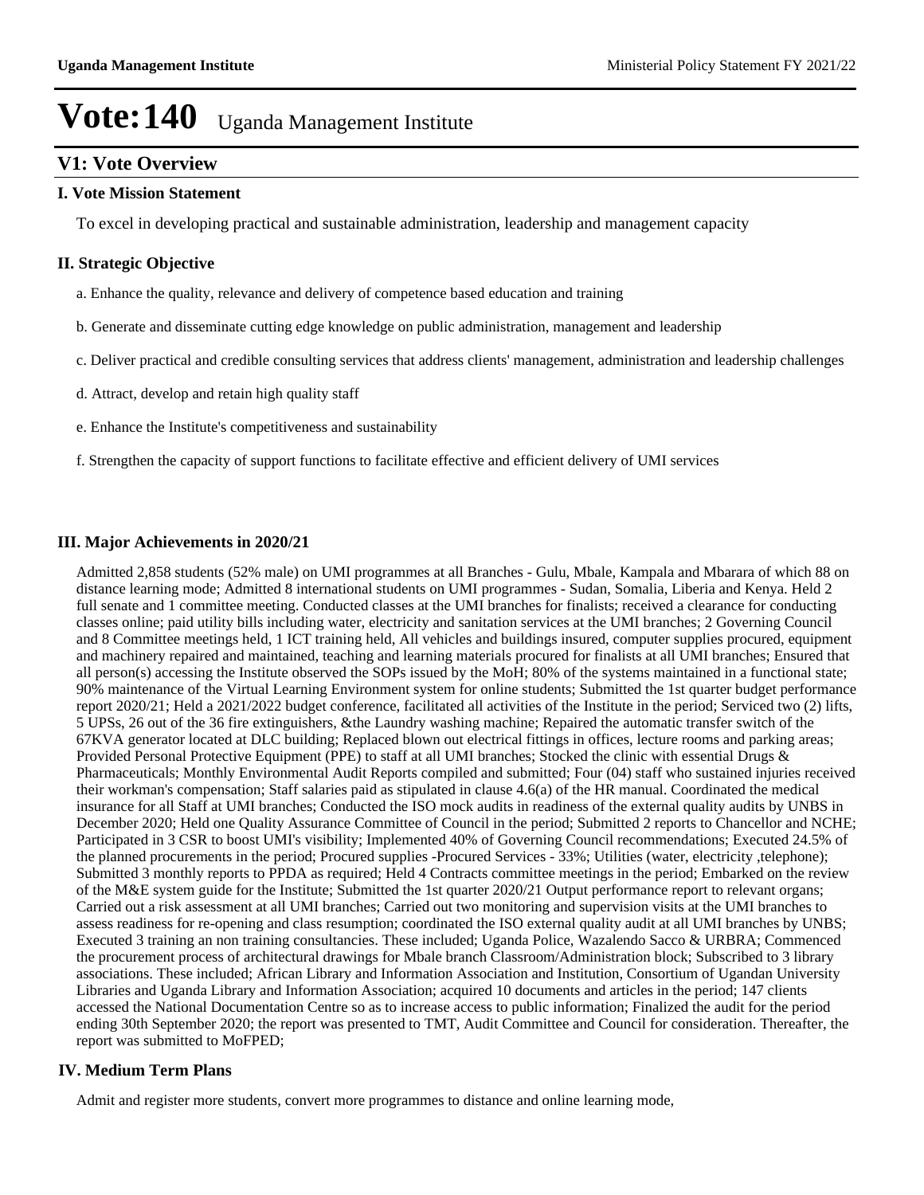# Vote:140 Uganda Management Institute

## V1: Vote Overview

### I. Vote Mission Statement

To excel in developing practical and sustainable administration, leadership and management capacity

### II. Strategic Objective

a. Enhance the quality, relevance and delivery of competence based education and training

b. Generate and disseminate cutting edge knowledge on public administration, management and leadership

c. Deliver practical and credible consulting services that address clients' management, administration and leadership challenges

d. Attract, develop and retain high quality staff

e. Enhance the Institute's competitiveness and sustainability

f. Strengthen the capacity of support functions to facilitate effective and efficient delivery of UMI services

### III. Major Achievements in 2020/21

Admitted 2,858 students (52% male) on UMI programmes at all Branches - Gulu, Mbale, Kampala and Mbarara of which 88 on distance learning mode; Admitted 8 international students on UMI programmes - Sudan, Somalia, Liberia and Kenya. Held 2 full senate and 1 committee meeting. Conducted classes at the UMI branches for finalists; received a clearance for conducting classes online; paid utility bills including water, electricity and sanitation services at the UMI branches; 2 Governing Council and 8 Committee meetings held, 1 ICT training held, All vehicles and buildings insured, computer supplies procured, equipment and machinery repaired and maintained, teaching and learning materials procured for finalists at all UMI branches; Ensured that all person(s) accessing the Institute observed the SOPs issued by the MoH; 80% of the systems maintained in a functional state; 90% maintenance of the Virtual Learning Environment system for online students; Submitted the 1st quarter budget performance report 2020/21; Held a 2021/2022 budget conference, facilitated all activities of the Institute in the period; Serviced two (2) lifts, 5 UPSs, 26 out of the 36 fire extinguishers, &the Laundry washing machine; Repaired the automatic transfer switch of the 67KVA generator located at DLC building; Replaced blown out electrical fittings in offices, lecture rooms and parking areas; Provided Personal Protective Equipment (PPE) to staff at all UMI branches; Stocked the clinic with essential Drugs & Pharmaceuticals; Monthly Environmental Audit Reports compiled and submitted; Four (04) staff who sustained injuries received their workman's compensation; Staff salaries paid as stipulated in clause 4.6(a) of the HR manual. Coordinated the medical insurance for all Staff at UMI branches; Conducted the ISO mock audits in readiness of the external quality audits by UNBS in December 2020; Held one Quality Assurance Committee of Council in the period; Submitted 2 reports to Chancellor and NCHE; Participated in 3 CSR to boost UMI's visibility; Implemented 40% of Governing Council recommendations; Executed 24.5% of the planned procurements in the period; Procured supplies -Procured Services - 33%; Utilities (water, electricity ,telephone); Submitted 3 monthly reports to PPDA as required; Held 4 Contracts committee meetings in the period; Embarked on the review of the M&E system guide for the Institute; Submitted the 1st quarter 2020/21 Output performance report to relevant organs; Carried out a risk assessment at all UMI branches; Carried out two monitoring and supervision visits at the UMI branches to assess readiness for re-opening and class resumption; coordinated the ISO external quality audit at all UMI branches by UNBS; Executed 3 training an non training consultancies. These included; Uganda Police, Wazalendo Sacco & URBRA; Commenced the procurement process of architectural drawings for Mbale branch Classroom/Administration block; Subscribed to 3 library associations. These included; African Library and Information Association and Institution, Consortium of Ugandan University Libraries and Uganda Library and Information Association; acquired 10 documents and articles in the period; 147 clients accessed the National Documentation Centre so as to increase access to public information; Finalized the audit for the period ending 30th September 2020; the report was presented to TMT, Audit Committee and Council for consideration. Thereafter, the report was submitted to MoFPED;

### IV. Medium Term Plans

Admit and register more students, convert more programmes to distance and online learning mode,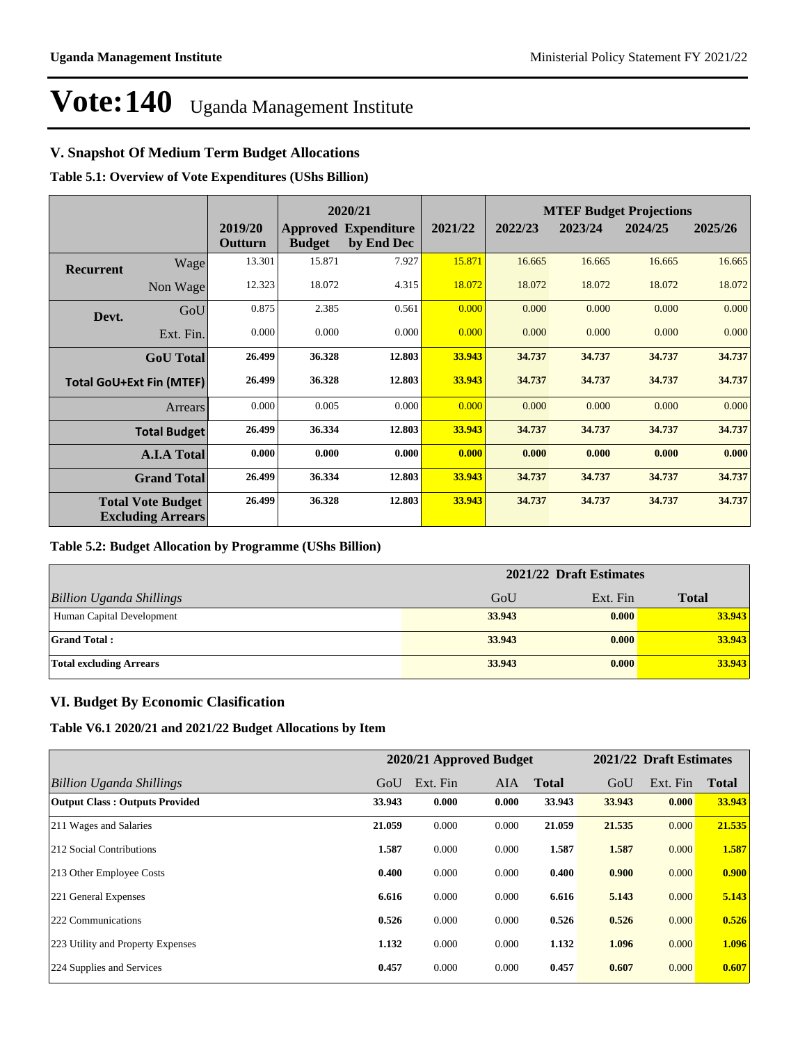# Vote:140 Uganda Management Institute

## V. Snapshot Of Medium Term Budget Allocations

**Table 5.1: Overview of Vote Expenditures (UShs Billion)**

| | | | 2020/21 | | | MTEF Budget Projections | | | |
|---|---|---|---|---|---|---|---|---|---|
| | | 2019/20 Outturn | Approved Budget | Expenditure by End Dec | 2021/22 | 2022/23 | 2023/24 | 2024/25 | 2025/26 |
| **Recurrent** | Wage | 13.301 | 15.871 | 7.927 | 15.871 | 16.665 | 16.665 | 16.665 | 16.665 |
| | Non Wage | 12.323 | 18.072 | 4.315 | 18.072 | 18.072 | 18.072 | 18.072 | 18.072 |
| **Devt.** | GoU | 0.875 | 2.385 | 0.561 | 0.000 | 0.000 | 0.000 | 0.000 | 0.000 |
| | Ext. Fin. | 0.000 | 0.000 | 0.000 | 0.000 | 0.000 | 0.000 | 0.000 | 0.000 |
| **GoU Total** | | **26.499** | **36.328** | **12.803** | **33.943** | **34.737** | **34.737** | **34.737** | **34.737** |
| **Total GoU+Ext Fin (MTEF)** | | **26.499** | **36.328** | **12.803** | **33.943** | **34.737** | **34.737** | **34.737** | **34.737** |
| Arrears | | 0.000 | 0.005 | 0.000 | 0.000 | 0.000 | 0.000 | 0.000 | 0.000 |
| **Total Budget** | | **26.499** | **36.334** | **12.803** | **33.943** | **34.737** | **34.737** | **34.737** | **34.737** |
| **A.I.A Total** | | **0.000** | **0.000** | **0.000** | **0.000** | **0.000** | **0.000** | **0.000** | **0.000** |
| **Grand Total** | | **26.499** | **36.334** | **12.803** | **33.943** | **34.737** | **34.737** | **34.737** | **34.737** |
| **Total Vote Budget Excluding Arrears** | | **26.499** | **36.328** | **12.803** | **33.943** | **34.737** | **34.737** | **34.737** | **34.737** |

**Table 5.2: Budget Allocation by Programme (UShs Billion)**

| | 2021/22 Draft Estimates | | |
|---|---|---|---|
| *Billion Uganda Shillings* | GoU | Ext. Fin | **Total** |
| Human Capital Development | **33.943** | **0.000** | **33.943** |
| **Grand Total :** | **33.943** | **0.000** | **33.943** |
| **Total excluding Arrears** | **33.943** | **0.000** | **33.943** |

## VI. Budget By Economic Clasification

**Table V6.1 2020/21 and 2021/22 Budget Allocations by Item**

| | 2020/21 Approved Budget | | | | 2021/22 Draft Estimates | | |
|---|---|---|---|---|---|---|---|
| *Billion Uganda Shillings* | GoU | Ext. Fin | AIA | **Total** | GoU | Ext. Fin | **Total** |
| **Output Class : Outputs Provided** | **33.943** | **0.000** | **0.000** | **33.943** | **33.943** | **0.000** | **33.943** |
| 211 Wages and Salaries | **21.059** | 0.000 | 0.000 | **21.059** | **21.535** | 0.000 | **21.535** |
| 212 Social Contributions | **1.587** | 0.000 | 0.000 | **1.587** | **1.587** | 0.000 | **1.587** |
| 213 Other Employee Costs | **0.400** | 0.000 | 0.000 | **0.400** | **0.900** | 0.000 | **0.900** |
| 221 General Expenses | **6.616** | 0.000 | 0.000 | **6.616** | **5.143** | 0.000 | **5.143** |
| 222 Communications | **0.526** | 0.000 | 0.000 | **0.526** | **0.526** | 0.000 | **0.526** |
| 223 Utility and Property Expenses | **1.132** | 0.000 | 0.000 | **1.132** | **1.096** | 0.000 | **1.096** |
| 224 Supplies and Services | **0.457** | 0.000 | 0.000 | **0.457** | **0.607** | 0.000 | **0.607** |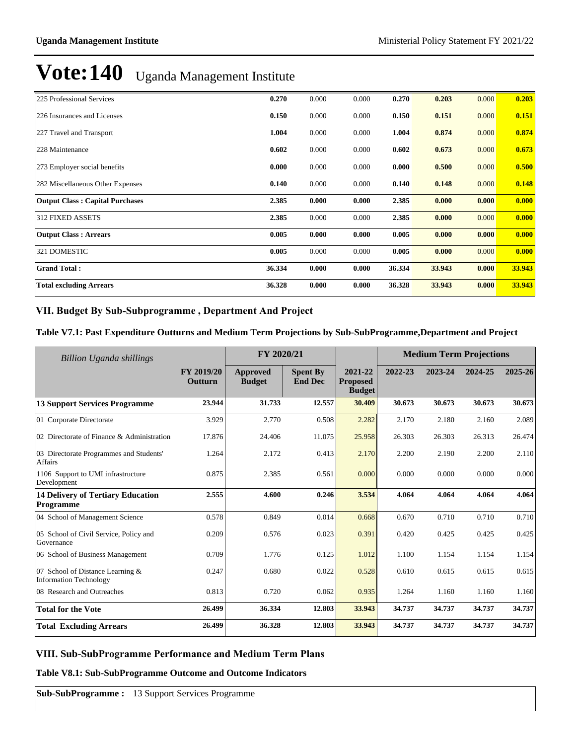# Vote:140 Uganda Management Institute

| | | | | | | | |
|---|---|---|---|---|---|---|---|
| 225 Professional Services | **0.270** | 0.000 | 0.000 | **0.270** | **0.203** | 0.000 | **0.203** |
| 226 Insurances and Licenses | **0.150** | 0.000 | 0.000 | **0.150** | **0.151** | 0.000 | **0.151** |
| 227 Travel and Transport | **1.004** | 0.000 | 0.000 | **1.004** | **0.874** | 0.000 | **0.874** |
| 228 Maintenance | **0.602** | 0.000 | 0.000 | **0.602** | **0.673** | 0.000 | **0.673** |
| 273 Employer social benefits | **0.000** | 0.000 | 0.000 | **0.000** | **0.500** | 0.000 | **0.500** |
| 282 Miscellaneous Other Expenses | **0.140** | 0.000 | 0.000 | **0.140** | **0.148** | 0.000 | **0.148** |
| **Output Class : Capital Purchases** | **2.385** | **0.000** | **0.000** | **2.385** | **0.000** | **0.000** | **0.000** |
| 312 FIXED ASSETS | **2.385** | 0.000 | 0.000 | **2.385** | **0.000** | 0.000 | **0.000** |
| **Output Class : Arrears** | **0.005** | **0.000** | **0.000** | **0.005** | **0.000** | **0.000** | **0.000** |
| 321 DOMESTIC | **0.005** | 0.000 | 0.000 | **0.005** | **0.000** | 0.000 | **0.000** |
| **Grand Total :** | **36.334** | **0.000** | **0.000** | **36.334** | **33.943** | **0.000** | **33.943** |
| **Total excluding Arrears** | **36.328** | **0.000** | **0.000** | **36.328** | **33.943** | **0.000** | **33.943** |

## VII. Budget By Sub-Subprogramme , Department And Project

### Table V7.1: Past Expenditure Outturns and Medium Term Projections by Sub-SubProgramme,Department and Project

| *Billion Uganda shillings* | | FY 2020/21 | | | Medium Term Projections | | | |
|---|---|---|---|---|---|---|---|---|
| | **FY 2019/20 Outturn** | **Approved Budget** | **Spent By End Dec** | **2021-22 Proposed Budget** | **2022-23** | **2023-24** | **2024-25** | **2025-26** |
| **13 Support Services Programme** | **23.944** | **31.733** | **12.557** | **30.409** | **30.673** | **30.673** | **30.673** | **30.673** |
| 01 Corporate Directorate | 3.929 | 2.770 | 0.508 | 2.282 | 2.170 | 2.180 | 2.160 | 2.089 |
| 02 Directorate of Finance & Administration | 17.876 | 24.406 | 11.075 | 25.958 | 26.303 | 26.303 | 26.313 | 26.474 |
| 03 Directorate Programmes and Students' Affairs | 1.264 | 2.172 | 0.413 | 2.170 | 2.200 | 2.190 | 2.200 | 2.110 |
| 1106 Support to UMI infrastructure Development | 0.875 | 2.385 | 0.561 | 0.000 | 0.000 | 0.000 | 0.000 | 0.000 |
| **14 Delivery of Tertiary Education Programme** | **2.555** | **4.600** | **0.246** | **3.534** | **4.064** | **4.064** | **4.064** | **4.064** |
| 04 School of Management Science | 0.578 | 0.849 | 0.014 | 0.668 | 0.670 | 0.710 | 0.710 | 0.710 |
| 05 School of Civil Service, Policy and Governance | 0.209 | 0.576 | 0.023 | 0.391 | 0.420 | 0.425 | 0.425 | 0.425 |
| 06 School of Business Management | 0.709 | 1.776 | 0.125 | 1.012 | 1.100 | 1.154 | 1.154 | 1.154 |
| 07 School of Distance Learning & Information Technology | 0.247 | 0.680 | 0.022 | 0.528 | 0.610 | 0.615 | 0.615 | 0.615 |
| 08 Research and Outreaches | 0.813 | 0.720 | 0.062 | 0.935 | 1.264 | 1.160 | 1.160 | 1.160 |
| **Total for the Vote** | **26.499** | **36.334** | **12.803** | **33.943** | **34.737** | **34.737** | **34.737** | **34.737** |
| **Total Excluding Arrears** | **26.499** | **36.328** | **12.803** | **33.943** | **34.737** | **34.737** | **34.737** | **34.737** |

## VIII. Sub-SubProgramme Performance and Medium Term Plans

### Table V8.1: Sub-SubProgramme Outcome and Outcome Indicators

**Sub-SubProgramme :** 13 Support Services Programme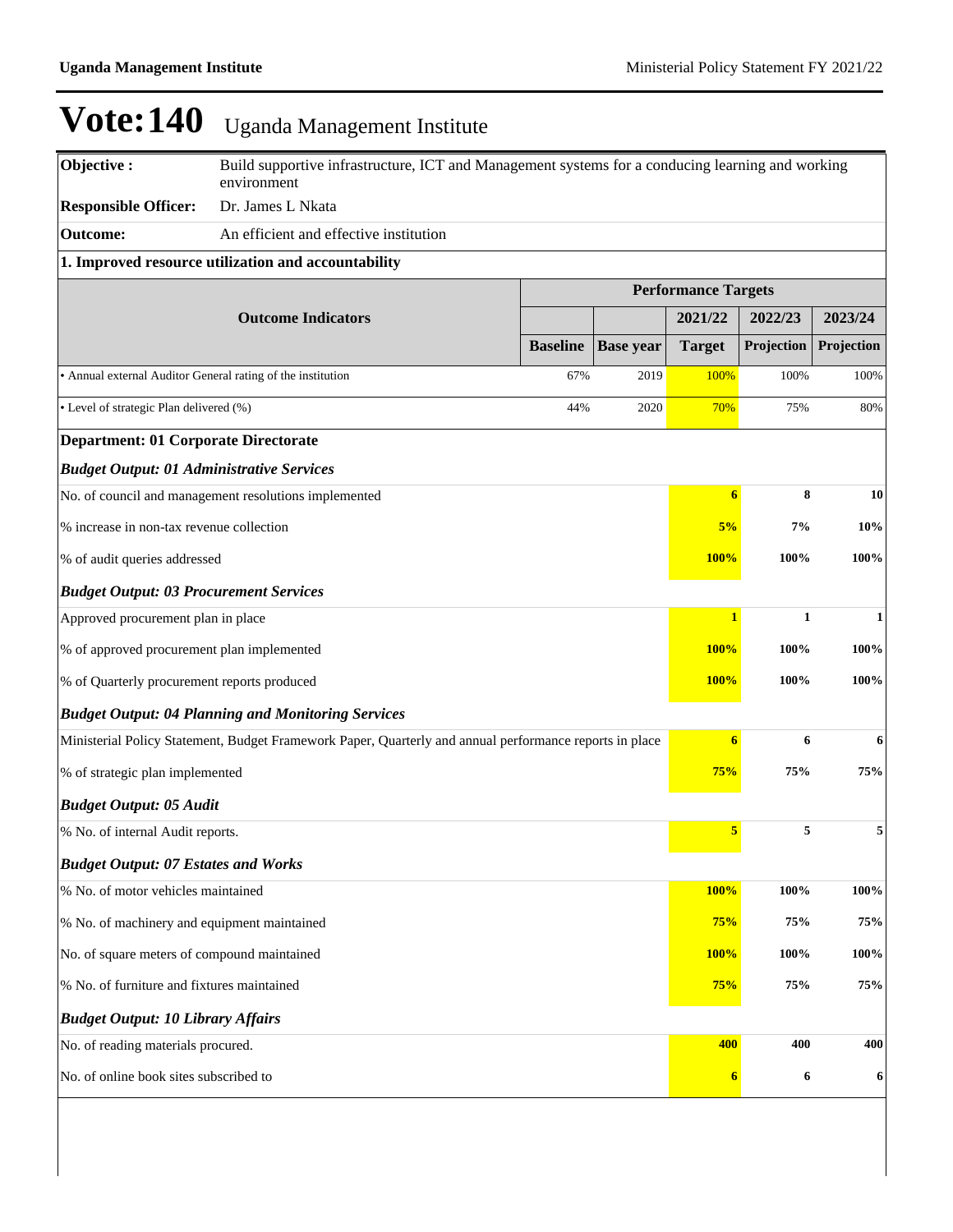# Vote:140 Uganda Management Institute

| | |
|---|---|
| **Objective :** | Build supportive infrastructure, ICT and Management systems for a conducing learning and working environment |
| **Responsible Officer:** | Dr. James L Nkata |
| **Outcome:** | An efficient and effective institution |

**1. Improved resource utilization and accountability**

| Outcome Indicators | Performance Targets | | | | |
|---|---|---|---|---|---|
| | | | 2021/22 | 2022/23 | 2023/24 |
| | Baseline | Base year | Target | Projection | Projection |
| • Annual external Auditor General rating of the institution | 67% | 2019 | 100% | 100% | 100% |
| • Level of strategic Plan delivered (%) | 44% | 2020 | 70% | 75% | 80% |

**Department: 01 Corporate Directorate**

| | 2021/22 | 2022/23 | 2023/24 |
|---|---|---|---|
| ***Budget Output: 01 Administrative Services*** | | | |
| No. of council and management resolutions implemented | 6 | 8 | 10 |
| % increase in non-tax revenue collection | 5% | 7% | 10% |
| % of audit queries addressed | 100% | 100% | 100% |
| ***Budget Output: 03 Procurement Services*** | | | |
| Approved procurement plan in place | 1 | 1 | 1 |
| % of approved procurement plan implemented | 100% | 100% | 100% |
| % of Quarterly procurement reports produced | 100% | 100% | 100% |
| ***Budget Output: 04 Planning and Monitoring Services*** | | | |
| Ministerial Policy Statement, Budget Framework Paper, Quarterly and annual performance reports in place | 6 | 6 | 6 |
| % of strategic plan implemented | 75% | 75% | 75% |
| ***Budget Output: 05 Audit*** | | | |
| % No. of internal Audit reports. | 5 | 5 | 5 |
| ***Budget Output: 07 Estates and Works*** | | | |
| % No. of motor vehicles maintained | 100% | 100% | 100% |
| % No. of machinery and equipment maintained | 75% | 75% | 75% |
| No. of square meters of compound maintained | 100% | 100% | 100% |
| % No. of furniture and fixtures maintained | 75% | 75% | 75% |
| ***Budget Output: 10 Library Affairs*** | | | |
| No. of reading materials procured. | 400 | 400 | 400 |
| No. of online book sites subscribed to | 6 | 6 | 6 |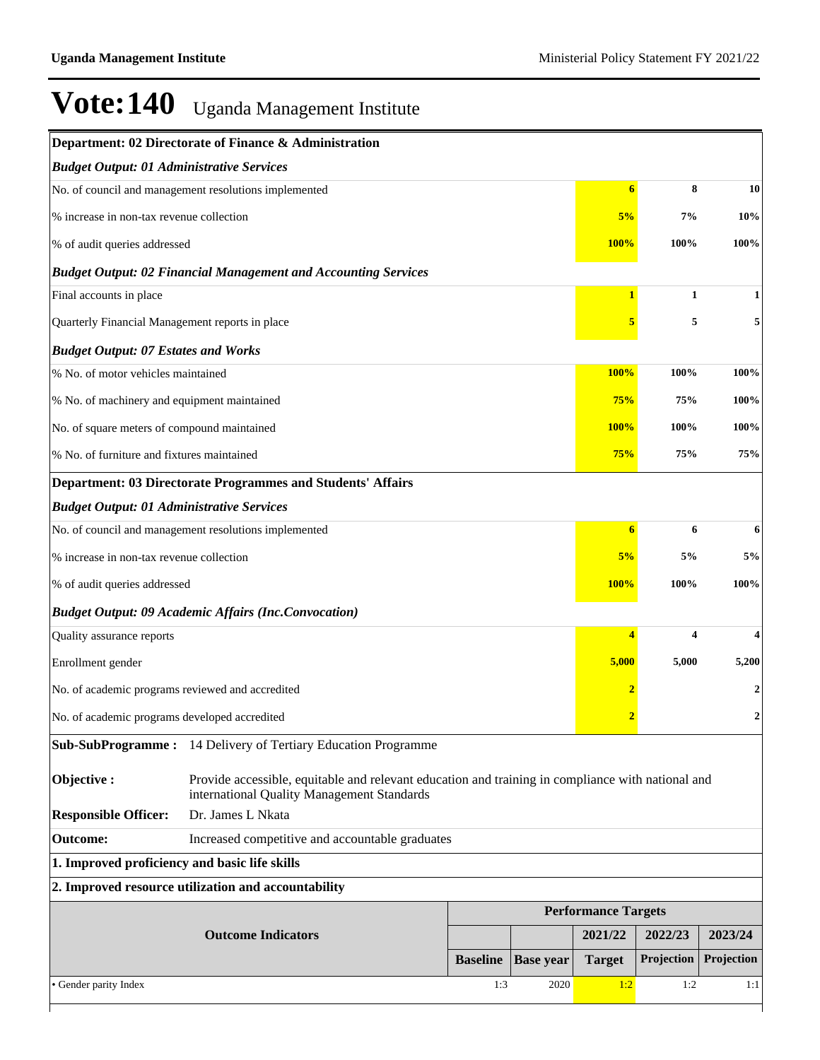# Vote:140 Uganda Management Institute

| Department: 02 Directorate of Finance & Administration | | | |
|---|---|---|---|
| ***Budget Output: 01 Administrative Services*** | | | |
| No. of council and management resolutions implemented | 6 | 8 | 10 |
| % increase in non-tax revenue collection | 5% | 7% | 10% |
| % of audit queries addressed | 100% | 100% | 100% |
| ***Budget Output: 02 Financial Management and Accounting Services*** | | | |
| Final accounts in place | 1 | 1 | 1 |
| Quarterly Financial Management reports in place | 5 | 5 | 5 |
| ***Budget Output: 07 Estates and Works*** | | | |
| % No. of motor vehicles maintained | 100% | 100% | 100% |
| % No. of machinery and equipment maintained | 75% | 75% | 100% |
| No. of square meters of compound maintained | 100% | 100% | 100% |
| % No. of furniture and fixtures maintained | 75% | 75% | 75% |
| **Department: 03 Directorate Programmes and Students' Affairs** | | | |
| ***Budget Output: 01 Administrative Services*** | | | |
| No. of council and management resolutions implemented | 6 | 6 | 6 |
| % increase in non-tax revenue collection | 5% | 5% | 5% |
| % of audit queries addressed | 100% | 100% | 100% |
| ***Budget Output: 09 Academic Affairs (Inc.Convocation)*** | | | |
| Quality assurance reports | 4 | 4 | 4 |
| Enrollment gender | 5,000 | 5,000 | 5,200 |
| No. of academic programs reviewed and accredited | 2 | | 2 |
| No. of academic programs developed accredited | 2 | | 2 |

| | |
|---|---|
| **Sub-SubProgramme :** | 14 Delivery of Tertiary Education Programme |
| **Objective :** | Provide accessible, equitable and relevant education and training in compliance with national and international Quality Management Standards |
| **Responsible Officer:** | Dr. James L Nkata |
| **Outcome:** | Increased competitive and accountable graduates |

**1. Improved proficiency and basic life skills**

**2. Improved resource utilization and accountability**

| Outcome Indicators | Performance Targets | | | | |
|---|---|---|---|---|---|
| | | | 2021/22 | 2022/23 | 2023/24 |
| | Baseline | Base year | Target | Projection | Projection |
| • Gender parity Index | 1:3 | 2020 | 1:2 | 1:2 | 1:1 |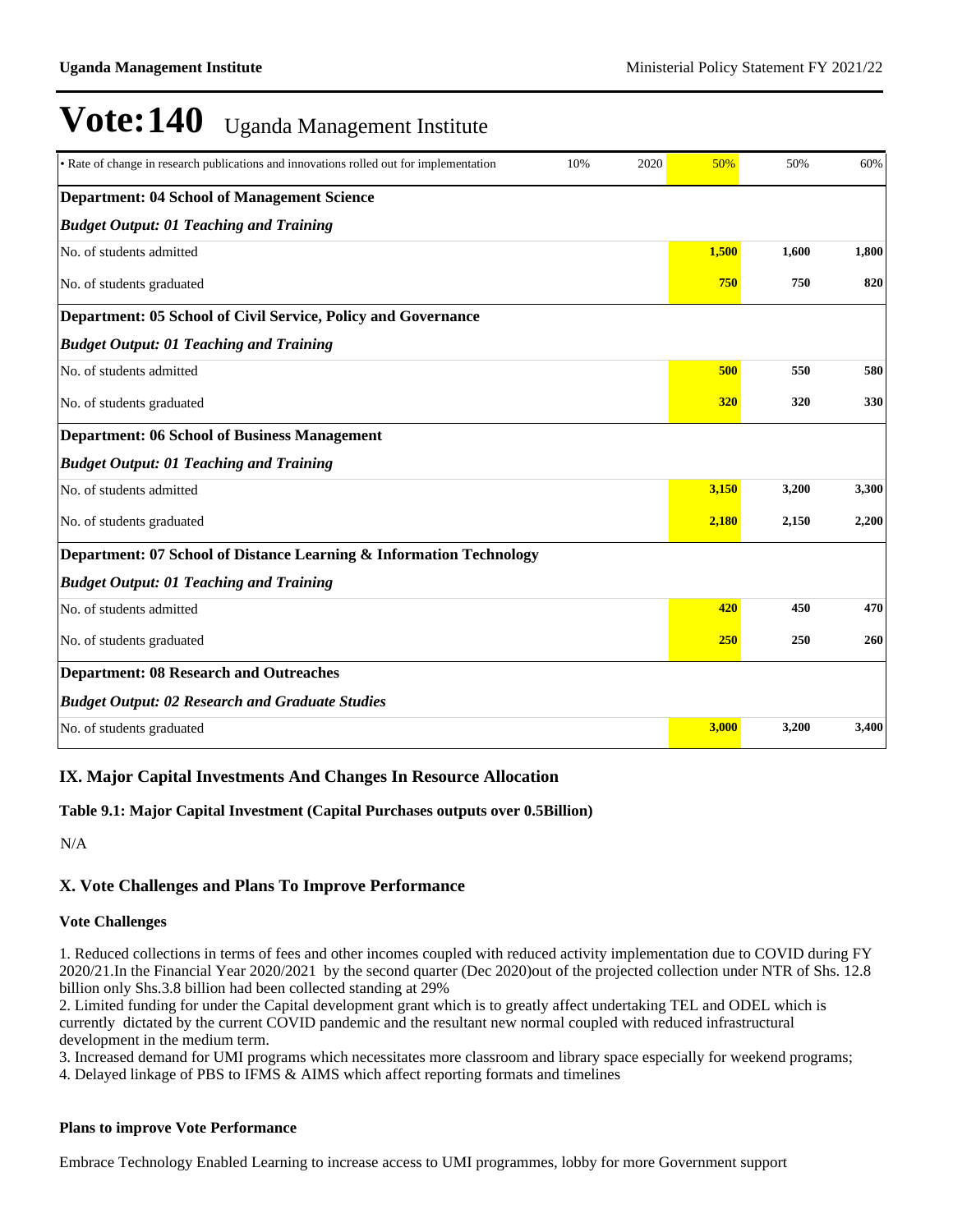# Vote:140 Uganda Management Institute

| | | | | | |
|---|---|---|---|---|---|
| • Rate of change in research publications and innovations rolled out for implementation | 10% | 2020 | 50% | 50% | 60% |
| **Department: 04 School of Management Science** | | | | | |
| ***Budget Output: 01 Teaching and Training*** | | | | | |
| No. of students admitted | | | **1,500** | **1,600** | **1,800** |
| No. of students graduated | | | **750** | **750** | **820** |
| **Department: 05 School of Civil Service, Policy and Governance** | | | | | |
| ***Budget Output: 01 Teaching and Training*** | | | | | |
| No. of students admitted | | | **500** | **550** | **580** |
| No. of students graduated | | | **320** | **320** | **330** |
| **Department: 06 School of Business Management** | | | | | |
| ***Budget Output: 01 Teaching and Training*** | | | | | |
| No. of students admitted | | | **3,150** | **3,200** | **3,300** |
| No. of students graduated | | | **2,180** | **2,150** | **2,200** |
| **Department: 07 School of Distance Learning & Information Technology** | | | | | |
| ***Budget Output: 01 Teaching and Training*** | | | | | |
| No. of students admitted | | | **420** | **450** | **470** |
| No. of students graduated | | | **250** | **250** | **260** |
| **Department: 08 Research and Outreaches** | | | | | |
| ***Budget Output: 02 Research and Graduate Studies*** | | | | | |
| No. of students graduated | | | **3,000** | **3,200** | **3,400** |

## IX. Major Capital Investments And Changes In Resource Allocation

**Table 9.1: Major Capital Investment (Capital Purchases outputs over 0.5Billion)**

N/A

## X. Vote Challenges and Plans To Improve Performance

**Vote Challenges**

1. Reduced collections in terms of fees and other incomes coupled with reduced activity implementation due to COVID during FY 2020/21.In the Financial Year 2020/2021 by the second quarter (Dec 2020)out of the projected collection under NTR of Shs. 12.8 billion only Shs.3.8 billion had been collected standing at 29%
2. Limited funding for under the Capital development grant which is to greatly affect undertaking TEL and ODEL which is currently dictated by the current COVID pandemic and the resultant new normal coupled with reduced infrastructural development in the medium term.
3. Increased demand for UMI programs which necessitates more classroom and library space especially for weekend programs;
4. Delayed linkage of PBS to IFMS & AIMS which affect reporting formats and timelines

**Plans to improve Vote Performance**

Embrace Technology Enabled Learning to increase access to UMI programmes, lobby for more Government support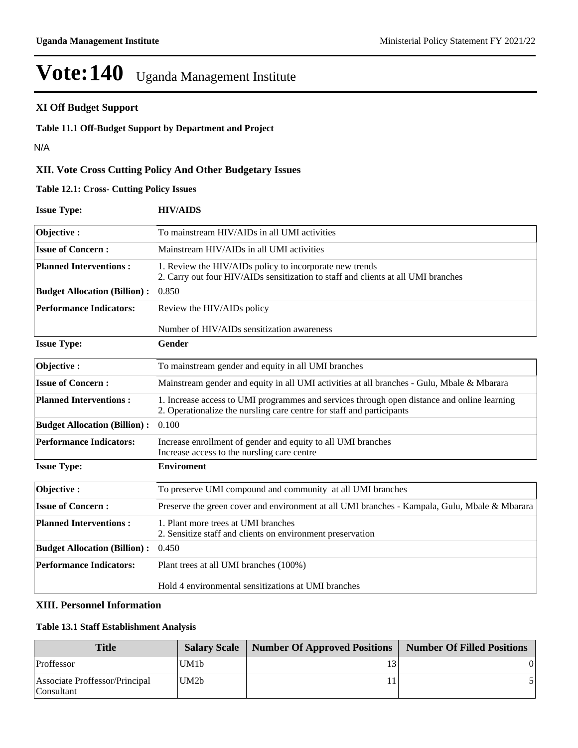# Vote:140 Uganda Management Institute

## XI Off Budget Support

**Table 11.1 Off-Budget Support by Department and Project**

N/A

## XII. Vote Cross Cutting Policy And Other Budgetary Issues

**Table 12.1: Cross- Cutting Policy Issues**

**Issue Type:** **HIV/AIDS**

| | |
|---|---|
| **Objective :** | To mainstream HIV/AIDs in all UMI activities |
| **Issue of Concern :** | Mainstream HIV/AIDs in all UMI activities |
| **Planned Interventions :** | 1. Review the HIV/AIDs policy to incorporate new trends<br>2. Carry out four HIV/AIDs sensitization to staff and clients at all UMI branches |
| **Budget Allocation (Billion) :** | 0.850 |
| **Performance Indicators:** | Review the HIV/AIDs policy<br><br>Number of HIV/AIDs sensitization awareness |

**Issue Type:** **Gender**

| | |
|---|---|
| **Objective :** | To mainstream gender and equity in all UMI branches |
| **Issue of Concern :** | Mainstream gender and equity in all UMI activities at all branches - Gulu, Mbale & Mbarara |
| **Planned Interventions :** | 1. Increase access to UMI programmes and services through open distance and online learning<br>2. Operationalize the nursling care centre for staff and participants |
| **Budget Allocation (Billion) :** | 0.100 |
| **Performance Indicators:** | Increase enrollment of gender and equity to all UMI branches<br>Increase access to the nursling care centre |

**Issue Type:** **Enviroment**

| | |
|---|---|
| **Objective :** | To preserve UMI compound and community at all UMI branches |
| **Issue of Concern :** | Preserve the green cover and environment at all UMI branches - Kampala, Gulu, Mbale & Mbarara |
| **Planned Interventions :** | 1. Plant more trees at UMI branches<br>2. Sensitize staff and clients on environment preservation |
| **Budget Allocation (Billion) :** | 0.450 |
| **Performance Indicators:** | Plant trees at all UMI branches (100%)<br><br>Hold 4 environmental sensitizations at UMI branches |

## XIII. Personnel Information

**Table 13.1 Staff Establishment Analysis**

| Title | Salary Scale | Number Of Approved Positions | Number Of Filled Positions |
|---|---|---|---|
| Proffessor | UM1b | 13 | 0 |
| Associate Proffessor/Principal Consultant | UM2b | 11 | 5 |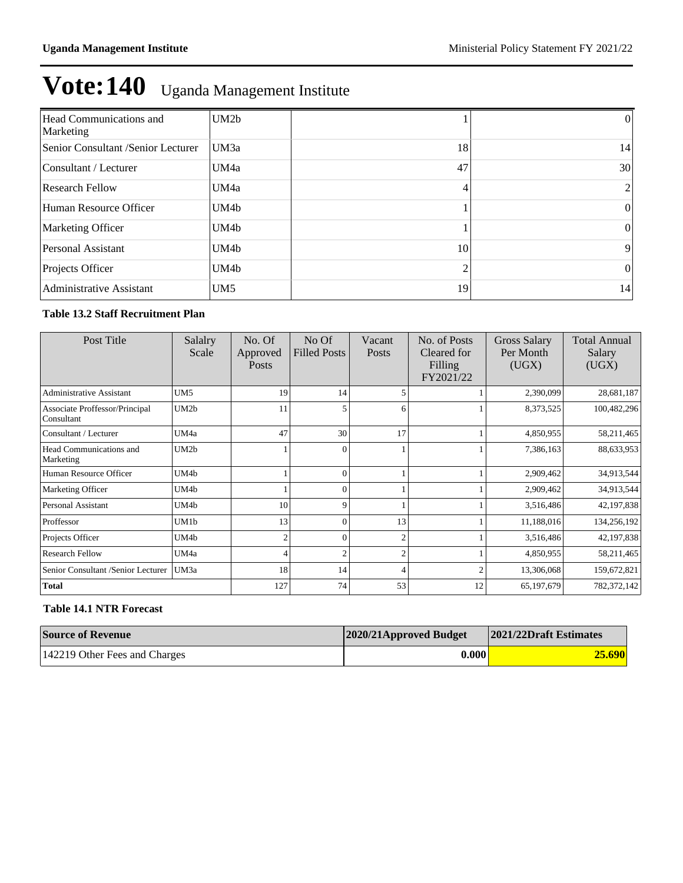# Vote:140 Uganda Management Institute

| | | | |
|---|---|---|---|
| Head Communications and Marketing | UM2b | 1 | 0 |
| Senior Consultant /Senior Lecturer | UM3a | 18 | 14 |
| Consultant / Lecturer | UM4a | 47 | 30 |
| Research Fellow | UM4a | 4 | 2 |
| Human Resource Officer | UM4b | 1 | 0 |
| Marketing Officer | UM4b | 1 | 0 |
| Personal Assistant | UM4b | 10 | 9 |
| Projects Officer | UM4b | 2 | 0 |
| Administrative Assistant | UM5 | 19 | 14 |

**Table 13.2 Staff Recruitment Plan**

| Post Title | Salalry Scale | No. Of Approved Posts | No Of Filled Posts | Vacant Posts | No. of Posts Cleared for Filling FY2021/22 | Gross Salary Per Month (UGX) | Total Annual Salary (UGX) |
|---|---|---|---|---|---|---|---|
| Administrative Assistant | UM5 | 19 | 14 | 5 | 1 | 2,390,099 | 28,681,187 |
| Associate Proffessor/Principal Consultant | UM2b | 11 | 5 | 6 | 1 | 8,373,525 | 100,482,296 |
| Consultant / Lecturer | UM4a | 47 | 30 | 17 | 1 | 4,850,955 | 58,211,465 |
| Head Communications and Marketing | UM2b | 1 | 0 | 1 | 1 | 7,386,163 | 88,633,953 |
| Human Resource Officer | UM4b | 1 | 0 | 1 | 1 | 2,909,462 | 34,913,544 |
| Marketing Officer | UM4b | 1 | 0 | 1 | 1 | 2,909,462 | 34,913,544 |
| Personal Assistant | UM4b | 10 | 9 | 1 | 1 | 3,516,486 | 42,197,838 |
| Proffessor | UM1b | 13 | 0 | 13 | 1 | 11,188,016 | 134,256,192 |
| Projects Officer | UM4b | 2 | 0 | 2 | 1 | 3,516,486 | 42,197,838 |
| Research Fellow | UM4a | 4 | 2 | 2 | 1 | 4,850,955 | 58,211,465 |
| Senior Consultant /Senior Lecturer | UM3a | 18 | 14 | 4 | 2 | 13,306,068 | 159,672,821 |
| **Total** | | 127 | 74 | 53 | 12 | 65,197,679 | 782,372,142 |

**Table 14.1 NTR Forecast**

| Source of Revenue | 2020/21Approved Budget | 2021/22Draft Estimates |
|---|---|---|
| 142219 Other Fees and Charges | **0.000** | **25.690** |